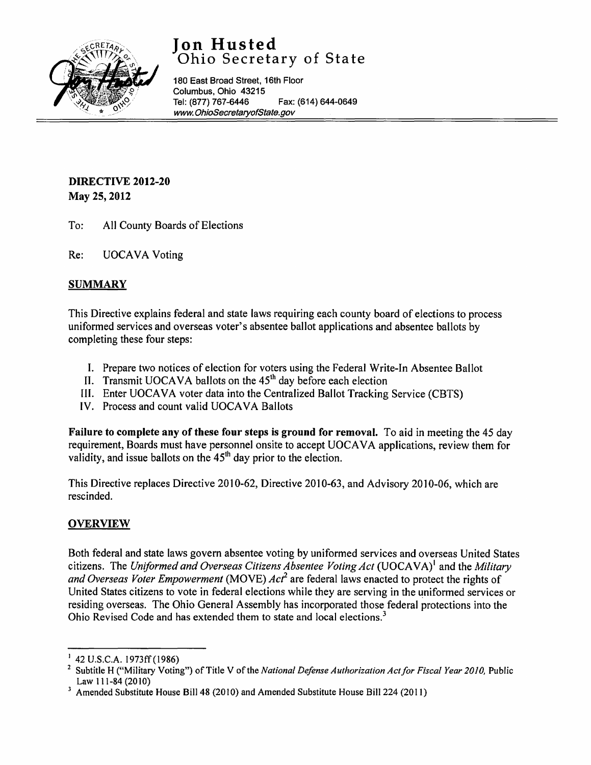# Jon Husted
## Ohio Secretary of State

180 East Broad Street, 16th Floor
Columbus, Ohio 43215
Tel: (877) 767-6446 Fax: (614) 644-0649
*www.OhioSecretaryofState.gov*

---

**DIRECTIVE 2012-20**
**May 25, 2012**

To: All County Boards of Elections

Re: UOCAVA Voting

## SUMMARY

This Directive explains federal and state laws requiring each county board of elections to process uniformed services and overseas voter's absentee ballot applications and absentee ballots by completing these four steps:

I. Prepare two notices of election for voters using the Federal Write-In Absentee Ballot
II. Transmit UOCAVA ballots on the 45th day before each election
III. Enter UOCAVA voter data into the Centralized Ballot Tracking Service (CBTS)
IV. Process and count valid UOCAVA Ballots

**Failure to complete any of these four steps is ground for removal.** To aid in meeting the 45 day requirement, Boards must have personnel onsite to accept UOCAVA applications, review them for validity, and issue ballots on the 45th day prior to the election.

This Directive replaces Directive 2010-62, Directive 2010-63, and Advisory 2010-06, which are rescinded.

## OVERVIEW

Both federal and state laws govern absentee voting by uniformed services and overseas United States citizens. The *Uniformed and Overseas Citizens Absentee Voting Act* (UOCAVA)[1] and the *Military and Overseas Voter Empowerment* (MOVE) *Act*[2] are federal laws enacted to protect the rights of United States citizens to vote in federal elections while they are serving in the uniformed services or residing overseas. The Ohio General Assembly has incorporated those federal protections into the Ohio Revised Code and has extended them to state and local elections.[3]

---

[1] 42 U.S.C.A. 1973ff (1986)

[2] Subtitle H ("Military Voting") of Title V of the *National Defense Authorization Act for Fiscal Year 2010*, Public Law 111-84 (2010)

[3] Amended Substitute House Bill 48 (2010) and Amended Substitute House Bill 224 (2011)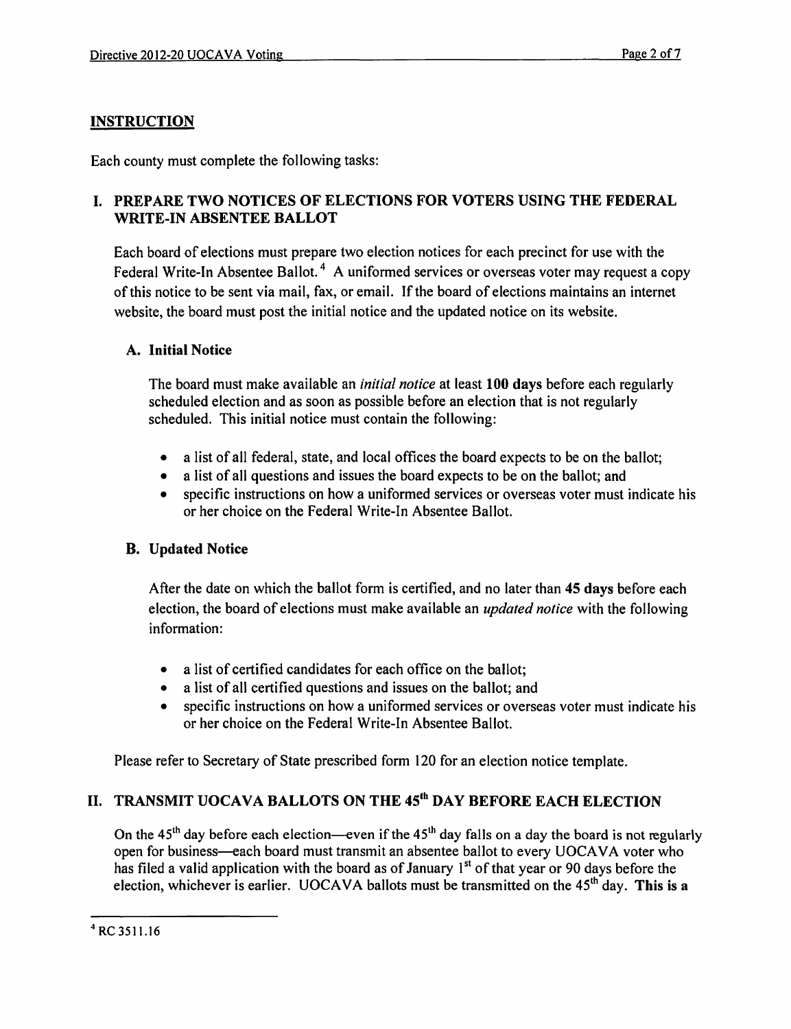## INSTRUCTION

Each county must complete the following tasks:

### I. PREPARE TWO NOTICES OF ELECTIONS FOR VOTERS USING THE FEDERAL WRITE-IN ABSENTEE BALLOT

Each board of elections must prepare two election notices for each precinct for use with the Federal Write-In Absentee Ballot.[4] A uniformed services or overseas voter may request a copy of this notice to be sent via mail, fax, or email. If the board of elections maintains an internet website, the board must post the initial notice and the updated notice on its website.

#### A. Initial Notice

The board must make available an *initial notice* at least **100 days** before each regularly scheduled election and as soon as possible before an election that is not regularly scheduled. This initial notice must contain the following:

- a list of all federal, state, and local offices the board expects to be on the ballot;
- a list of all questions and issues the board expects to be on the ballot; and
- specific instructions on how a uniformed services or overseas voter must indicate his or her choice on the Federal Write-In Absentee Ballot.

#### B. Updated Notice

After the date on which the ballot form is certified, and no later than **45 days** before each election, the board of elections must make available an *updated notice* with the following information:

- a list of certified candidates for each office on the ballot;
- a list of all certified questions and issues on the ballot; and
- specific instructions on how a uniformed services or overseas voter must indicate his or her choice on the Federal Write-In Absentee Ballot.

Please refer to Secretary of State prescribed form 120 for an election notice template.

### II. TRANSMIT UOCAVA BALLOTS ON THE 45th DAY BEFORE EACH ELECTION

On the 45th day before each election—even if the 45th day falls on a day the board is not regularly open for business—each board must transmit an absentee ballot to every UOCAVA voter who has filed a valid application with the board as of January 1st of that year or 90 days before the election, whichever is earlier. UOCAVA ballots must be transmitted on the 45th day. **This is a**

---

[4] RC 3511.16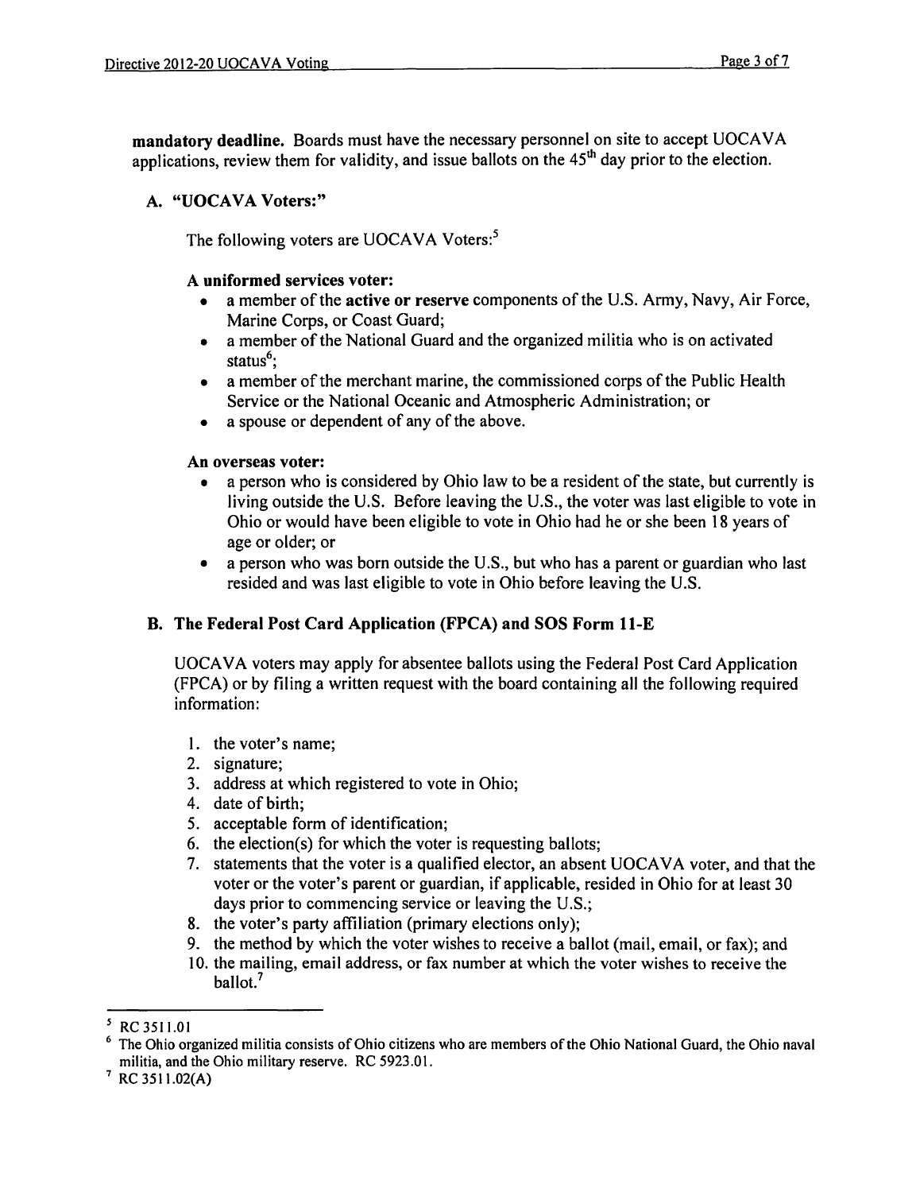**mandatory deadline.** Boards must have the necessary personnel on site to accept UOCAVA applications, review them for validity, and issue ballots on the 45th day prior to the election.

### A. "UOCAVA Voters:"

The following voters are UOCAVA Voters:[5]

**A uniformed services voter:**

- a member of the **active or reserve** components of the U.S. Army, Navy, Air Force, Marine Corps, or Coast Guard;
- a member of the National Guard and the organized militia who is on activated status[6];
- a member of the merchant marine, the commissioned corps of the Public Health Service or the National Oceanic and Atmospheric Administration; or
- a spouse or dependent of any of the above.

**An overseas voter:**

- a person who is considered by Ohio law to be a resident of the state, but currently is living outside the U.S. Before leaving the U.S., the voter was last eligible to vote in Ohio or would have been eligible to vote in Ohio had he or she been 18 years of age or older; or
- a person who was born outside the U.S., but who has a parent or guardian who last resided and was last eligible to vote in Ohio before leaving the U.S.

### B. The Federal Post Card Application (FPCA) and SOS Form 11-E

UOCAVA voters may apply for absentee ballots using the Federal Post Card Application (FPCA) or by filing a written request with the board containing all the following required information:

1. the voter's name;
2. signature;
3. address at which registered to vote in Ohio;
4. date of birth;
5. acceptable form of identification;
6. the election(s) for which the voter is requesting ballots;
7. statements that the voter is a qualified elector, an absent UOCAVA voter, and that the voter or the voter's parent or guardian, if applicable, resided in Ohio for at least 30 days prior to commencing service or leaving the U.S.;
8. the voter's party affiliation (primary elections only);
9. the method by which the voter wishes to receive a ballot (mail, email, or fax); and
10. the mailing, email address, or fax number at which the voter wishes to receive the ballot.[7]

---

[5] RC 3511.01

[6] The Ohio organized militia consists of Ohio citizens who are members of the Ohio National Guard, the Ohio naval militia, and the Ohio military reserve. RC 5923.01.

[7] RC 3511.02(A)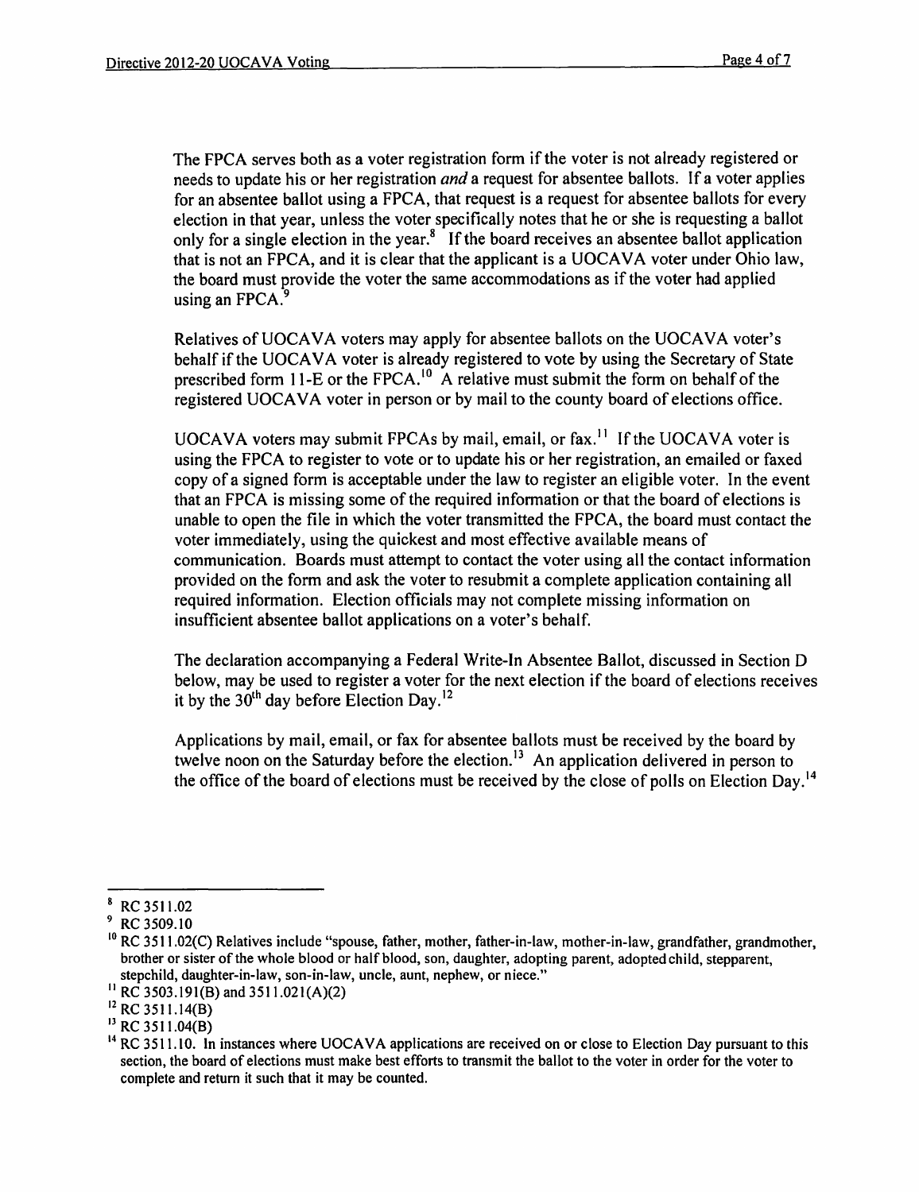The FPCA serves both as a voter registration form if the voter is not already registered or needs to update his or her registration *and* a request for absentee ballots. If a voter applies for an absentee ballot using a FPCA, that request is a request for absentee ballots for every election in that year, unless the voter specifically notes that he or she is requesting a ballot only for a single election in the year.[8] If the board receives an absentee ballot application that is not an FPCA, and it is clear that the applicant is a UOCAVA voter under Ohio law, the board must provide the voter the same accommodations as if the voter had applied using an FPCA.[9]

Relatives of UOCAVA voters may apply for absentee ballots on the UOCAVA voter's behalf if the UOCAVA voter is already registered to vote by using the Secretary of State prescribed form 11-E or the FPCA.[10] A relative must submit the form on behalf of the registered UOCAVA voter in person or by mail to the county board of elections office.

UOCAVA voters may submit FPCAs by mail, email, or fax.[11] If the UOCAVA voter is using the FPCA to register to vote or to update his or her registration, an emailed or faxed copy of a signed form is acceptable under the law to register an eligible voter. In the event that an FPCA is missing some of the required information or that the board of elections is unable to open the file in which the voter transmitted the FPCA, the board must contact the voter immediately, using the quickest and most effective available means of communication. Boards must attempt to contact the voter using all the contact information provided on the form and ask the voter to resubmit a complete application containing all required information. Election officials may not complete missing information on insufficient absentee ballot applications on a voter's behalf.

The declaration accompanying a Federal Write-In Absentee Ballot, discussed in Section D below, may be used to register a voter for the next election if the board of elections receives it by the 30th day before Election Day.[12]

Applications by mail, email, or fax for absentee ballots must be received by the board by twelve noon on the Saturday before the election.[13] An application delivered in person to the office of the board of elections must be received by the close of polls on Election Day.[14]

---

[8] RC 3511.02

[9] RC 3509.10

[10] RC 3511.02(C) Relatives include "spouse, father, mother, father-in-law, mother-in-law, grandfather, grandmother, brother or sister of the whole blood or half blood, son, daughter, adopting parent, adopted child, stepparent, stepchild, daughter-in-law, son-in-law, uncle, aunt, nephew, or niece."

[11] RC 3503.191(B) and 3511.021(A)(2)

[12] RC 3511.14(B)

[13] RC 3511.04(B)

[14] RC 3511.10. In instances where UOCAVA applications are received on or close to Election Day pursuant to this section, the board of elections must make best efforts to transmit the ballot to the voter in order for the voter to complete and return it such that it may be counted.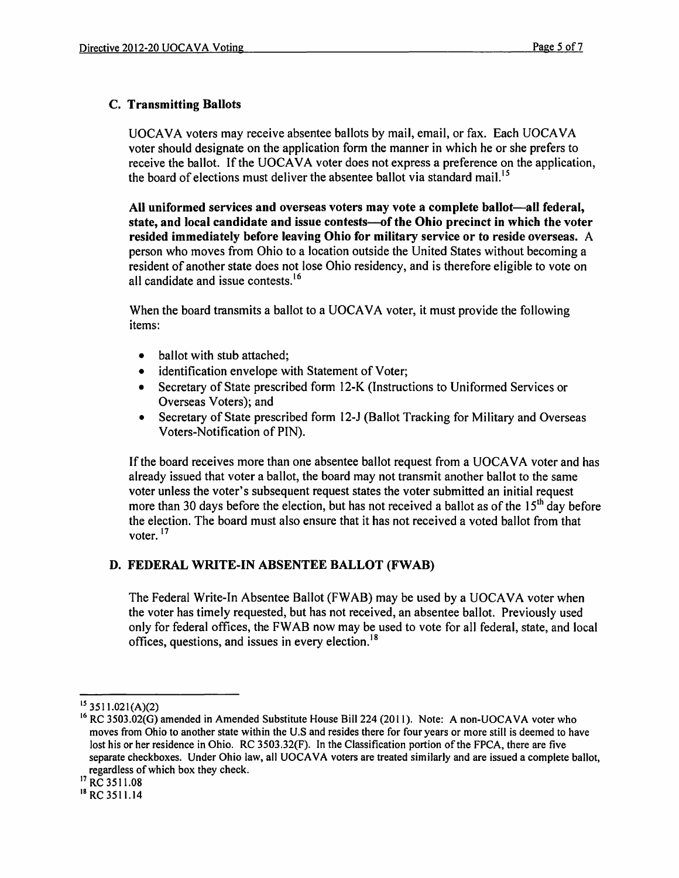### C. Transmitting Ballots

UOCAVA voters may receive absentee ballots by mail, email, or fax. Each UOCAVA voter should designate on the application form the manner in which he or she prefers to receive the ballot. If the UOCAVA voter does not express a preference on the application, the board of elections must deliver the absentee ballot via standard mail.[15]

**All uniformed services and overseas voters may vote a complete ballot—all federal, state, and local candidate and issue contests—of the Ohio precinct in which the voter resided immediately before leaving Ohio for military service or to reside overseas.** A person who moves from Ohio to a location outside the United States without becoming a resident of another state does not lose Ohio residency, and is therefore eligible to vote on all candidate and issue contests.[16]

When the board transmits a ballot to a UOCAVA voter, it must provide the following items:

- ballot with stub attached;
- identification envelope with Statement of Voter;
- Secretary of State prescribed form 12-K (Instructions to Uniformed Services or Overseas Voters); and
- Secretary of State prescribed form 12-J (Ballot Tracking for Military and Overseas Voters-Notification of PIN).

If the board receives more than one absentee ballot request from a UOCAVA voter and has already issued that voter a ballot, the board may not transmit another ballot to the same voter unless the voter's subsequent request states the voter submitted an initial request more than 30 days before the election, but has not received a ballot as of the 15th day before the election. The board must also ensure that it has not received a voted ballot from that voter.[17]

### D. FEDERAL WRITE-IN ABSENTEE BALLOT (FWAB)

The Federal Write-In Absentee Ballot (FWAB) may be used by a UOCAVA voter when the voter has timely requested, but has not received, an absentee ballot. Previously used only for federal offices, the FWAB now may be used to vote for all federal, state, and local offices, questions, and issues in every election.[18]

---

[15] 3511.021(A)(2)

[16] RC 3503.02(G) amended in Amended Substitute House Bill 224 (2011). Note: A non-UOCAVA voter who moves from Ohio to another state within the U.S and resides there for four years or more still is deemed to have lost his or her residence in Ohio. RC 3503.32(F). In the Classification portion of the FPCA, there are five separate checkboxes. Under Ohio law, all UOCAVA voters are treated similarly and are issued a complete ballot, regardless of which box they check.

[17] RC 3511.08

[18] RC 3511.14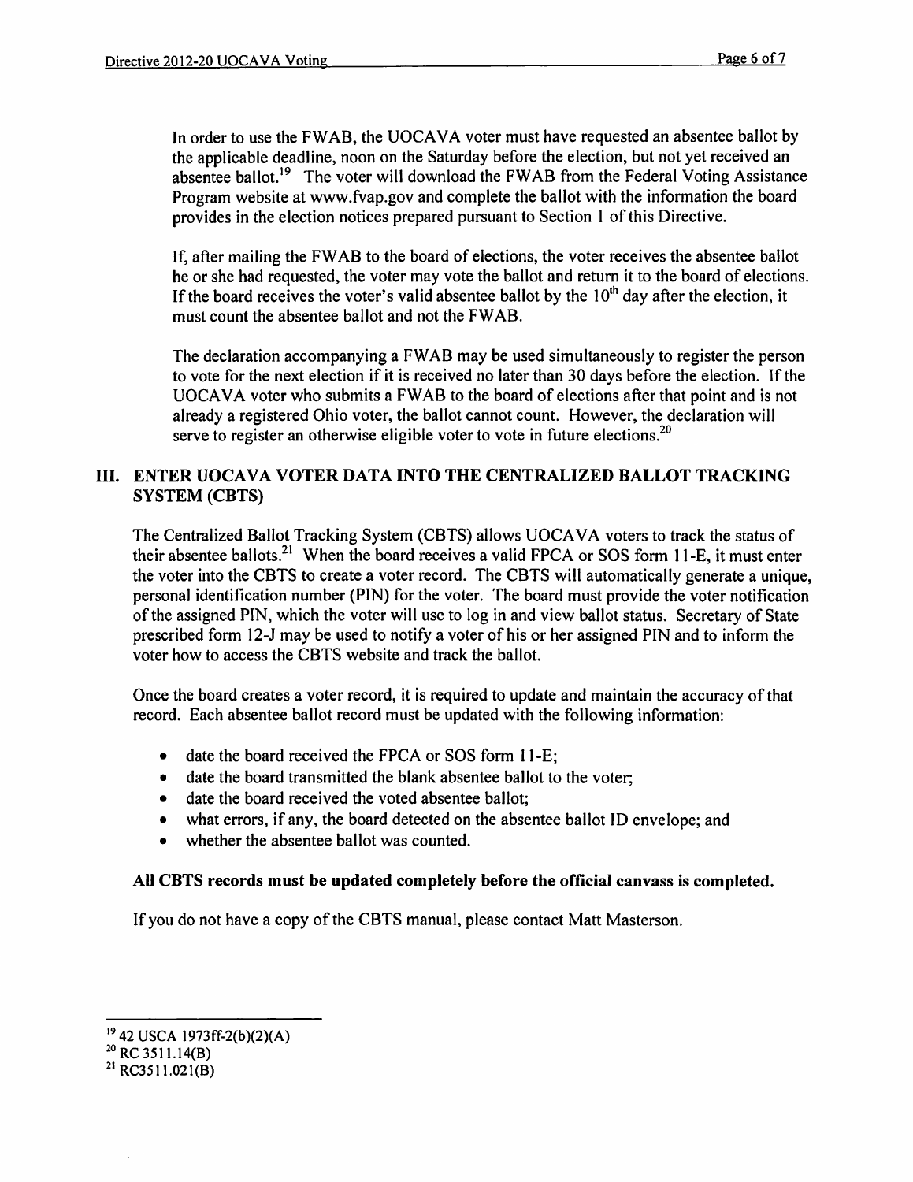In order to use the FWAB, the UOCAVA voter must have requested an absentee ballot by the applicable deadline, noon on the Saturday before the election, but not yet received an absentee ballot.[19] The voter will download the FWAB from the Federal Voting Assistance Program website at www.fvap.gov and complete the ballot with the information the board provides in the election notices prepared pursuant to Section 1 of this Directive.

If, after mailing the FWAB to the board of elections, the voter receives the absentee ballot he or she had requested, the voter may vote the ballot and return it to the board of elections. If the board receives the voter's valid absentee ballot by the 10th day after the election, it must count the absentee ballot and not the FWAB.

The declaration accompanying a FWAB may be used simultaneously to register the person to vote for the next election if it is received no later than 30 days before the election. If the UOCAVA voter who submits a FWAB to the board of elections after that point and is not already a registered Ohio voter, the ballot cannot count. However, the declaration will serve to register an otherwise eligible voter to vote in future elections.[20]

## III. ENTER UOCAVA VOTER DATA INTO THE CENTRALIZED BALLOT TRACKING SYSTEM (CBTS)

The Centralized Ballot Tracking System (CBTS) allows UOCAVA voters to track the status of their absentee ballots.[21] When the board receives a valid FPCA or SOS form 11-E, it must enter the voter into the CBTS to create a voter record. The CBTS will automatically generate a unique, personal identification number (PIN) for the voter. The board must provide the voter notification of the assigned PIN, which the voter will use to log in and view ballot status. Secretary of State prescribed form 12-J may be used to notify a voter of his or her assigned PIN and to inform the voter how to access the CBTS website and track the ballot.

Once the board creates a voter record, it is required to update and maintain the accuracy of that record. Each absentee ballot record must be updated with the following information:

- date the board received the FPCA or SOS form 11-E;
- date the board transmitted the blank absentee ballot to the voter;
- date the board received the voted absentee ballot;
- what errors, if any, the board detected on the absentee ballot ID envelope; and
- whether the absentee ballot was counted.

**All CBTS records must be updated completely before the official canvass is completed.**

If you do not have a copy of the CBTS manual, please contact Matt Masterson.

---

[19] 42 USCA 1973ff-2(b)(2)(A)

[20] RC 3511.14(B)

[21] RC3511.021(B)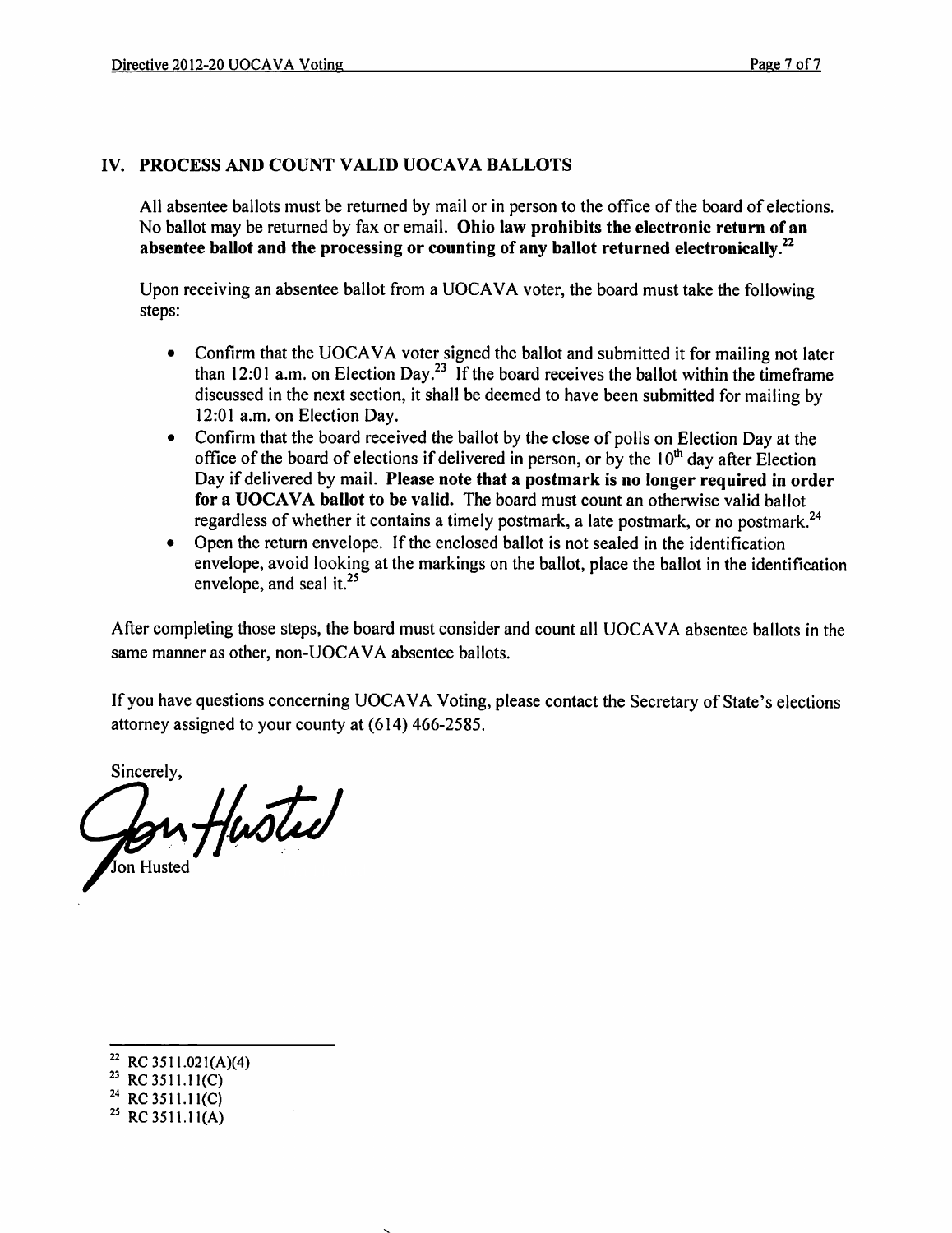## IV. PROCESS AND COUNT VALID UOCAVA BALLOTS

All absentee ballots must be returned by mail or in person to the office of the board of elections. No ballot may be returned by fax or email. **Ohio law prohibits the electronic return of an absentee ballot and the processing or counting of any ballot returned electronically.**[22]

Upon receiving an absentee ballot from a UOCAVA voter, the board must take the following steps:

- Confirm that the UOCAVA voter signed the ballot and submitted it for mailing not later than 12:01 a.m. on Election Day.[23] If the board receives the ballot within the timeframe discussed in the next section, it shall be deemed to have been submitted for mailing by 12:01 a.m. on Election Day.
- Confirm that the board received the ballot by the close of polls on Election Day at the office of the board of elections if delivered in person, or by the 10th day after Election Day if delivered by mail. **Please note that a postmark is no longer required in order for a UOCAVA ballot to be valid.** The board must count an otherwise valid ballot regardless of whether it contains a timely postmark, a late postmark, or no postmark.[24]
- Open the return envelope. If the enclosed ballot is not sealed in the identification envelope, avoid looking at the markings on the ballot, place the ballot in the identification envelope, and seal it.[25]

After completing those steps, the board must consider and count all UOCAVA absentee ballots in the same manner as other, non-UOCAVA absentee ballots.

If you have questions concerning UOCAVA Voting, please contact the Secretary of State's elections attorney assigned to your county at (614) 466-2585.

Sincerely,

Jon Husted

---

[22] RC 3511.021(A)(4)

[23] RC 3511.11(C)

[24] RC 3511.11(C)

[25] RC 3511.11(A)